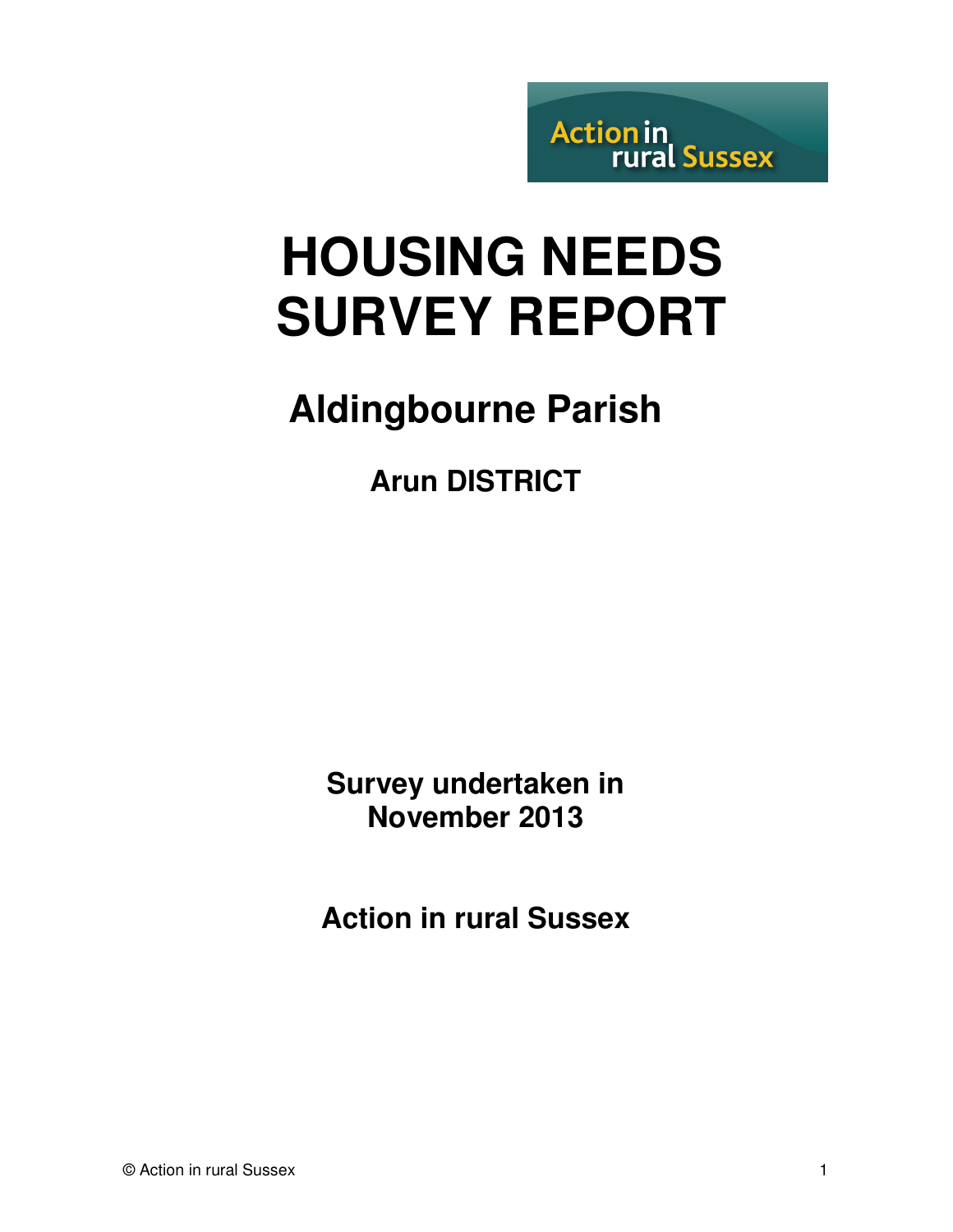Action in rural Sussex

# HOUSING NEEDS SURVEY REPORT

## Aldingbourne Parish

### Arun DISTRICT

**Survey undertaken in November 2013**

**Action in rural Sussex**

© Action in rural Sussex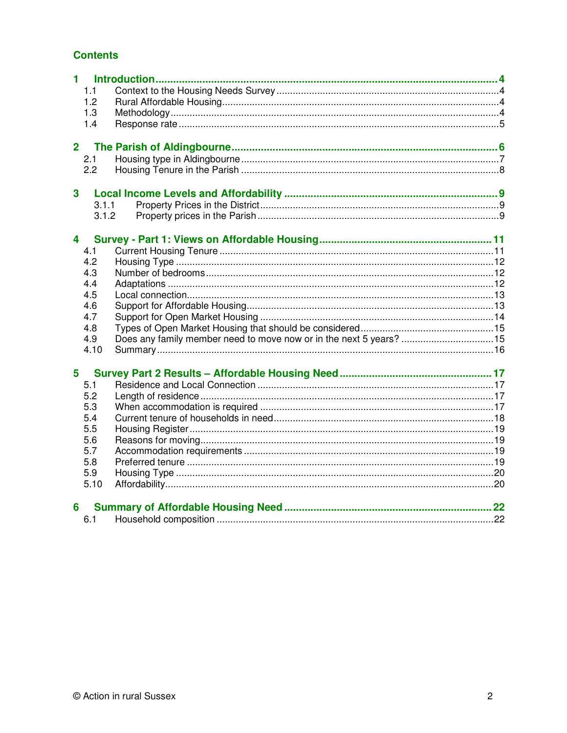## Contents

**1 Introduction** ........ 4
- 1.1 Context to the Housing Needs Survey ........ 4
- 1.2 Rural Affordable Housing ........ 4
- 1.3 Methodology ........ 4
- 1.4 Response rate ........ 5

**2 The Parish of Aldingbourne** ........ 6
- 2.1 Housing type in Aldingbourne ........ 7
- 2.2 Housing Tenure in the Parish ........ 8

**3 Local Income Levels and Affordability** ........ 9
- 3.1.1 Property Prices in the District ........ 9
- 3.1.2 Property prices in the Parish ........ 9

**4 Survey - Part 1: Views on Affordable Housing** ........ 11
- 4.1 Current Housing Tenure ........ 11
- 4.2 Housing Type ........ 12
- 4.3 Number of bedrooms ........ 12
- 4.4 Adaptations ........ 12
- 4.5 Local connection ........ 13
- 4.6 Support for Affordable Housing ........ 13
- 4.7 Support for Open Market Housing ........ 14
- 4.8 Types of Open Market Housing that should be considered ........ 15
- 4.9 Does any family member need to move now or in the next 5 years? ........ 15
- 4.10 Summary ........ 16

**5 Survey Part 2 Results – Affordable Housing Need** ........ 17
- 5.1 Residence and Local Connection ........ 17
- 5.2 Length of residence ........ 17
- 5.3 When accommodation is required ........ 17
- 5.4 Current tenure of households in need ........ 18
- 5.5 Housing Register ........ 19
- 5.6 Reasons for moving ........ 19
- 5.7 Accommodation requirements ........ 19
- 5.8 Preferred tenure ........ 19
- 5.9 Housing Type ........ 20
- 5.10 Affordability ........ 20

**6 Summary of Affordable Housing Need** ........ 22
- 6.1 Household composition ........ 22

© Action in rural Sussex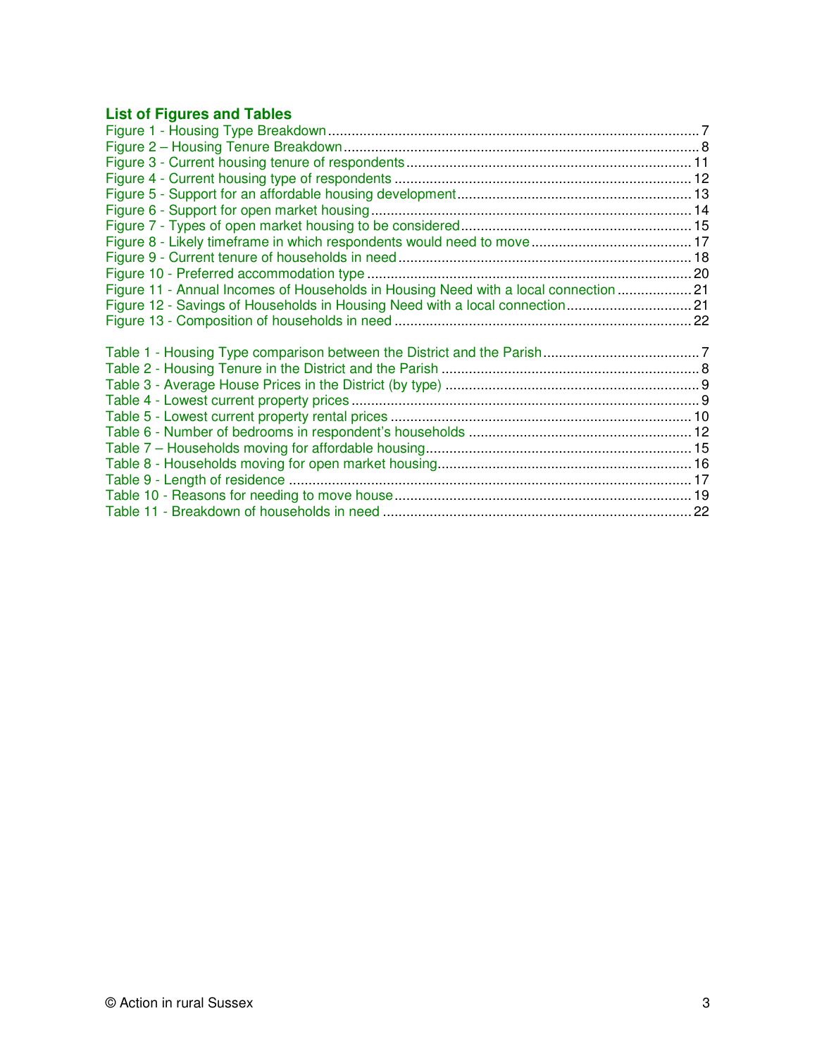## List of Figures and Tables

Figure 1 - Housing Type Breakdown ............................................................................................... 7
Figure 2 – Housing Tenure Breakdown ........................................................................................... 8
Figure 3 - Current housing tenure of respondents .......................................................................... 11
Figure 4 - Current housing type of respondents ............................................................................ 12
Figure 5 - Support for an affordable housing development ............................................................ 13
Figure 6 - Support for open market housing .................................................................................. 14
Figure 7 - Types of open market housing to be considered ........................................................... 15
Figure 8 - Likely timeframe in which respondents would need to move ......................................... 17
Figure 9 - Current tenure of households in need ........................................................................... 18
Figure 10 - Preferred accommodation type ................................................................................... 20
Figure 11 - Annual Incomes of Households in Housing Need with a local connection ................... 21
Figure 12 - Savings of Households in Housing Need with a local connection ................................ 21
Figure 13 - Composition of households in need ............................................................................ 22

Table 1 - Housing Type comparison between the District and the Parish ........................................ 7
Table 2 - Housing Tenure in the District and the Parish .................................................................. 8
Table 3 - Average House Prices in the District (by type) ................................................................. 9
Table 4 - Lowest current property prices ......................................................................................... 9
Table 5 - Lowest current property rental prices ............................................................................. 10
Table 6 - Number of bedrooms in respondent's households ......................................................... 12
Table 7 – Households moving for affordable housing .................................................................... 15
Table 8 - Households moving for open market housing ................................................................. 16
Table 9 - Length of residence ....................................................................................................... 17
Table 10 - Reasons for needing to move house ............................................................................ 19
Table 11 - Breakdown of households in need ............................................................................... 22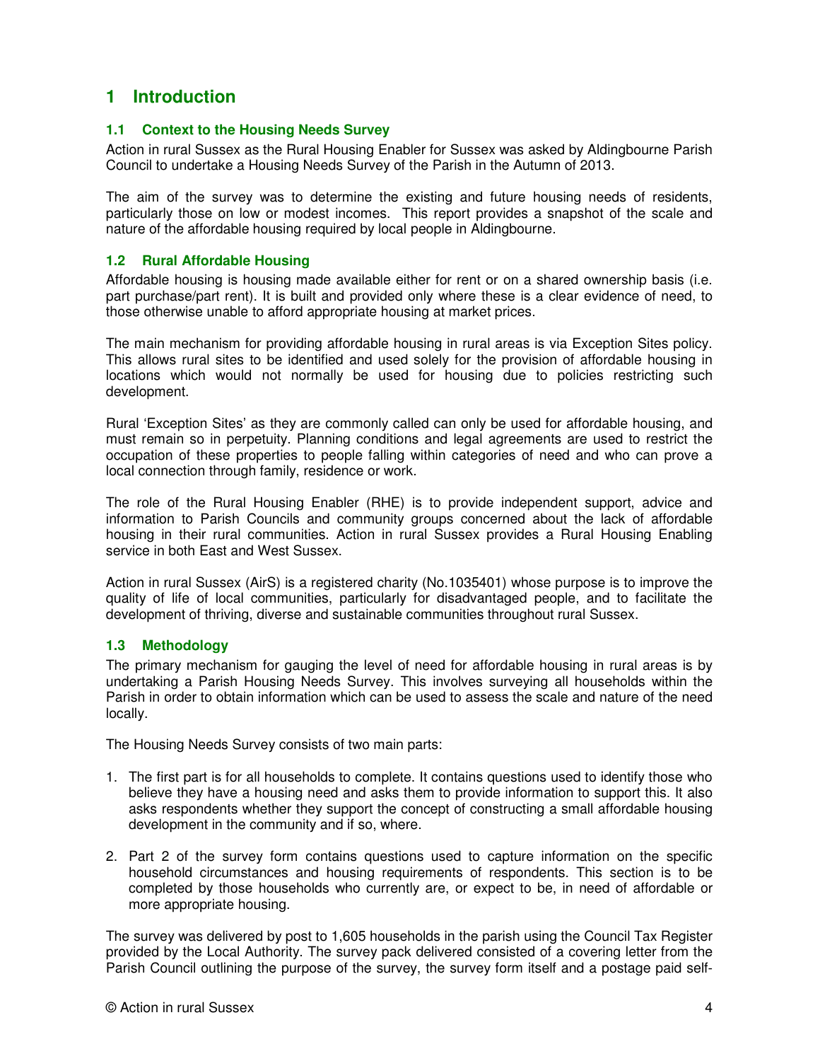# 1 Introduction

## 1.1 Context to the Housing Needs Survey

Action in rural Sussex as the Rural Housing Enabler for Sussex was asked by Aldingbourne Parish Council to undertake a Housing Needs Survey of the Parish in the Autumn of 2013.

The aim of the survey was to determine the existing and future housing needs of residents, particularly those on low or modest incomes. This report provides a snapshot of the scale and nature of the affordable housing required by local people in Aldingbourne.

## 1.2 Rural Affordable Housing

Affordable housing is housing made available either for rent or on a shared ownership basis (i.e. part purchase/part rent). It is built and provided only where these is a clear evidence of need, to those otherwise unable to afford appropriate housing at market prices.

The main mechanism for providing affordable housing in rural areas is via Exception Sites policy. This allows rural sites to be identified and used solely for the provision of affordable housing in locations which would not normally be used for housing due to policies restricting such development.

Rural 'Exception Sites' as they are commonly called can only be used for affordable housing, and must remain so in perpetuity. Planning conditions and legal agreements are used to restrict the occupation of these properties to people falling within categories of need and who can prove a local connection through family, residence or work.

The role of the Rural Housing Enabler (RHE) is to provide independent support, advice and information to Parish Councils and community groups concerned about the lack of affordable housing in their rural communities. Action in rural Sussex provides a Rural Housing Enabling service in both East and West Sussex.

Action in rural Sussex (AirS) is a registered charity (No.1035401) whose purpose is to improve the quality of life of local communities, particularly for disadvantaged people, and to facilitate the development of thriving, diverse and sustainable communities throughout rural Sussex.

## 1.3 Methodology

The primary mechanism for gauging the level of need for affordable housing in rural areas is by undertaking a Parish Housing Needs Survey. This involves surveying all households within the Parish in order to obtain information which can be used to assess the scale and nature of the need locally.

The Housing Needs Survey consists of two main parts:

1. The first part is for all households to complete. It contains questions used to identify those who believe they have a housing need and asks them to provide information to support this. It also asks respondents whether they support the concept of constructing a small affordable housing development in the community and if so, where.

2. Part 2 of the survey form contains questions used to capture information on the specific household circumstances and housing requirements of respondents. This section is to be completed by those households who currently are, or expect to be, in need of affordable or more appropriate housing.

The survey was delivered by post to 1,605 households in the parish using the Council Tax Register provided by the Local Authority. The survey pack delivered consisted of a covering letter from the Parish Council outlining the purpose of the survey, the survey form itself and a postage paid self-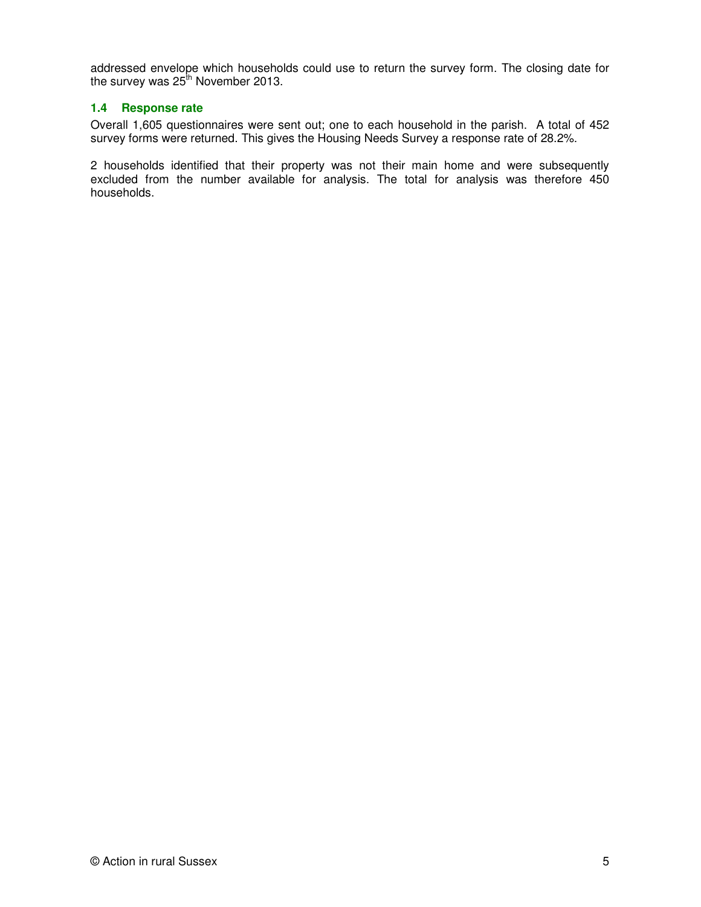addressed envelope which households could use to return the survey form. The closing date for the survey was 25th November 2013.

### 1.4 Response rate

Overall 1,605 questionnaires were sent out; one to each household in the parish. A total of 452 survey forms were returned. This gives the Housing Needs Survey a response rate of 28.2%.

2 households identified that their property was not their main home and were subsequently excluded from the number available for analysis. The total for analysis was therefore 450 households.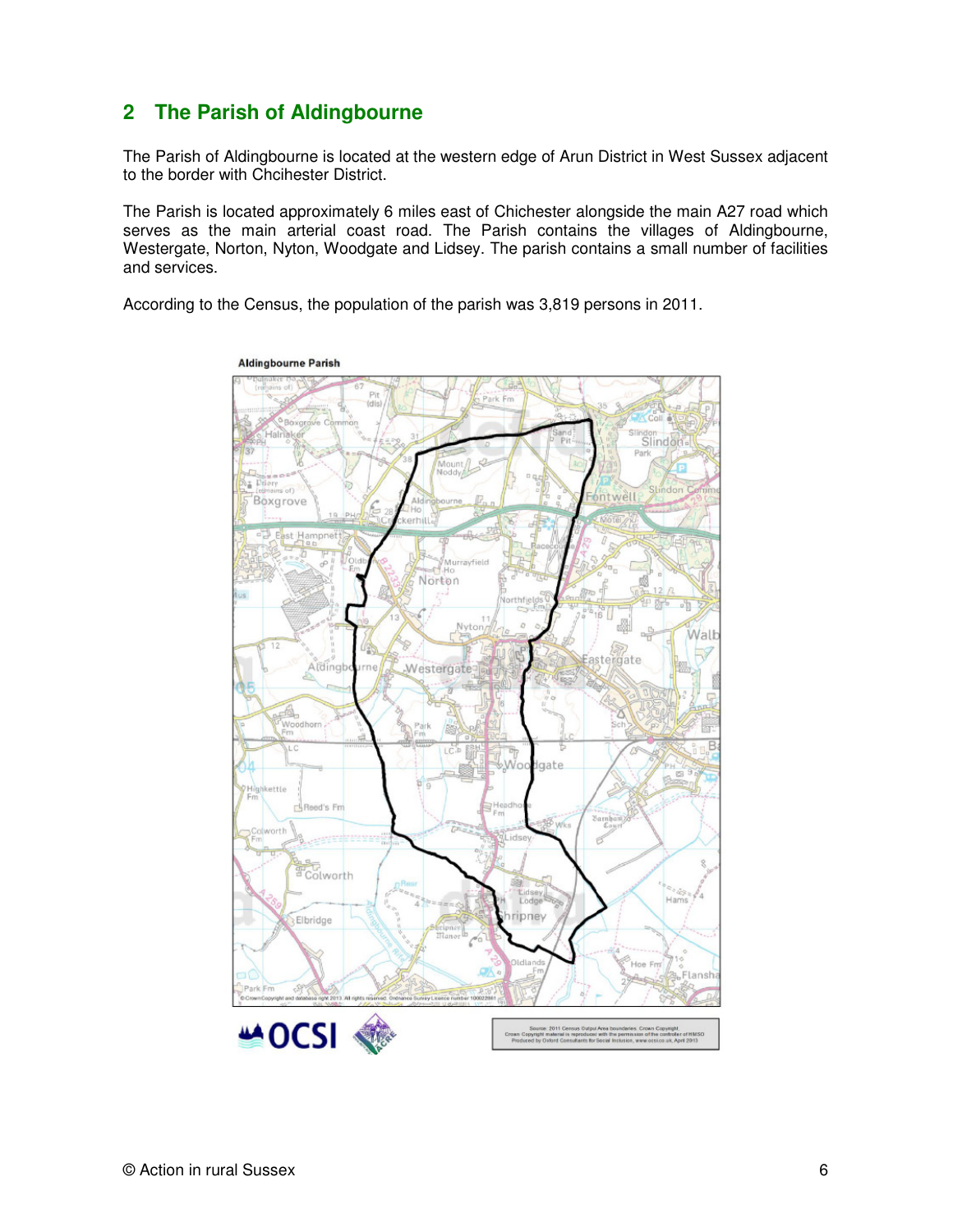## 2 The Parish of Aldingbourne

The Parish of Aldingbourne is located at the western edge of Arun District in West Sussex adjacent to the border with Chcihester District.

The Parish is located approximately 6 miles east of Chichester alongside the main A27 road which serves as the main arterial coast road. The Parish contains the villages of Aldingbourne, Westergate, Norton, Nyton, Woodgate and Lidsey. The parish contains a small number of facilities and services.

According to the Census, the population of the parish was 3,819 persons in 2011.

Aldingbourne Parish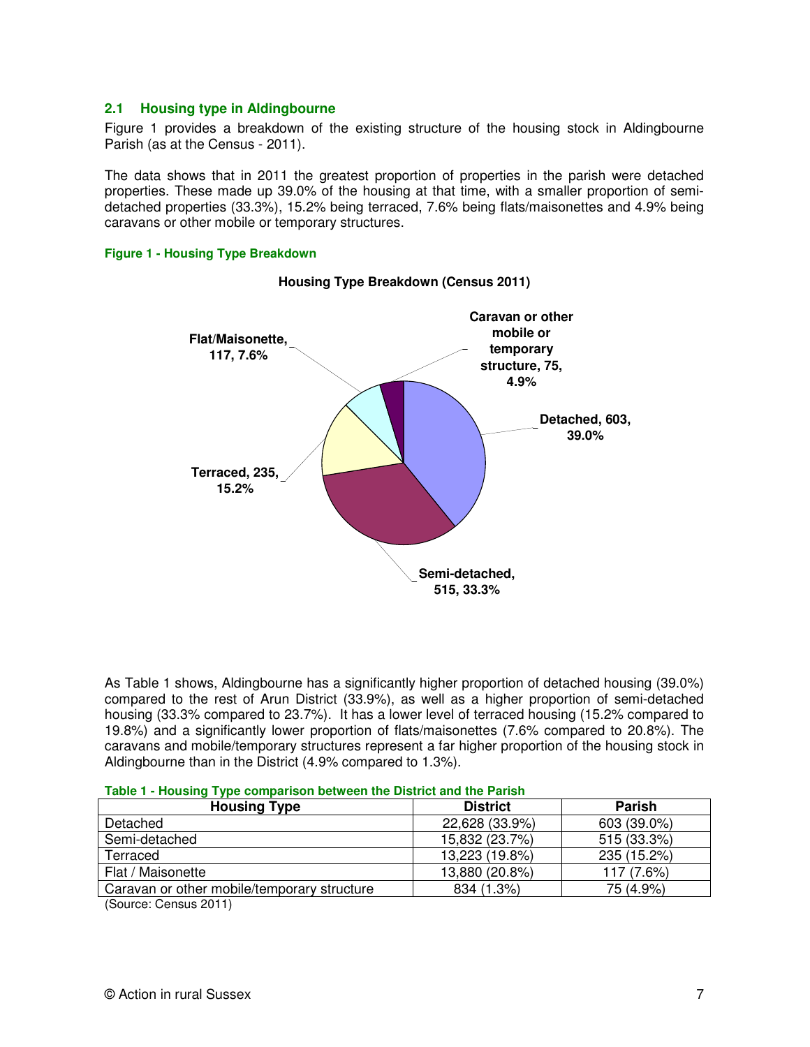## 2.1 Housing type in Aldingbourne

Figure 1 provides a breakdown of the existing structure of the housing stock in Aldingbourne Parish (as at the Census - 2011).

The data shows that in 2011 the greatest proportion of properties in the parish were detached properties. These made up 39.0% of the housing at that time, with a smaller proportion of semi-detached properties (33.3%), 15.2% being terraced, 7.6% being flats/maisonettes and 4.9% being caravans or other mobile or temporary structures.

**Figure 1 - Housing Type Breakdown**

**Housing Type Breakdown (Census 2011)**

- Detached, 603, 39.0%
- Semi-detached, 515, 33.3%
- Terraced, 235, 15.2%
- Flat/Maisonette, 117, 7.6%
- Caravan or other mobile or temporary structure, 75, 4.9%

As Table 1 shows, Aldingbourne has a significantly higher proportion of detached housing (39.0%) compared to the rest of Arun District (33.9%), as well as a higher proportion of semi-detached housing (33.3% compared to 23.7%). It has a lower level of terraced housing (15.2% compared to 19.8%) and a significantly lower proportion of flats/maisonettes (7.6% compared to 20.8%). The caravans and mobile/temporary structures represent a far higher proportion of the housing stock in Aldingbourne than in the District (4.9% compared to 1.3%).

**Table 1 - Housing Type comparison between the District and the Parish**

| Housing Type | District | Parish |
|---|---|---|
| Detached | 22,628 (33.9%) | 603 (39.0%) |
| Semi-detached | 15,832 (23.7%) | 515 (33.3%) |
| Terraced | 13,223 (19.8%) | 235 (15.2%) |
| Flat / Maisonette | 13,880 (20.8%) | 117 (7.6%) |
| Caravan or other mobile/temporary structure | 834 (1.3%) | 75 (4.9%) |

(Source: Census 2011)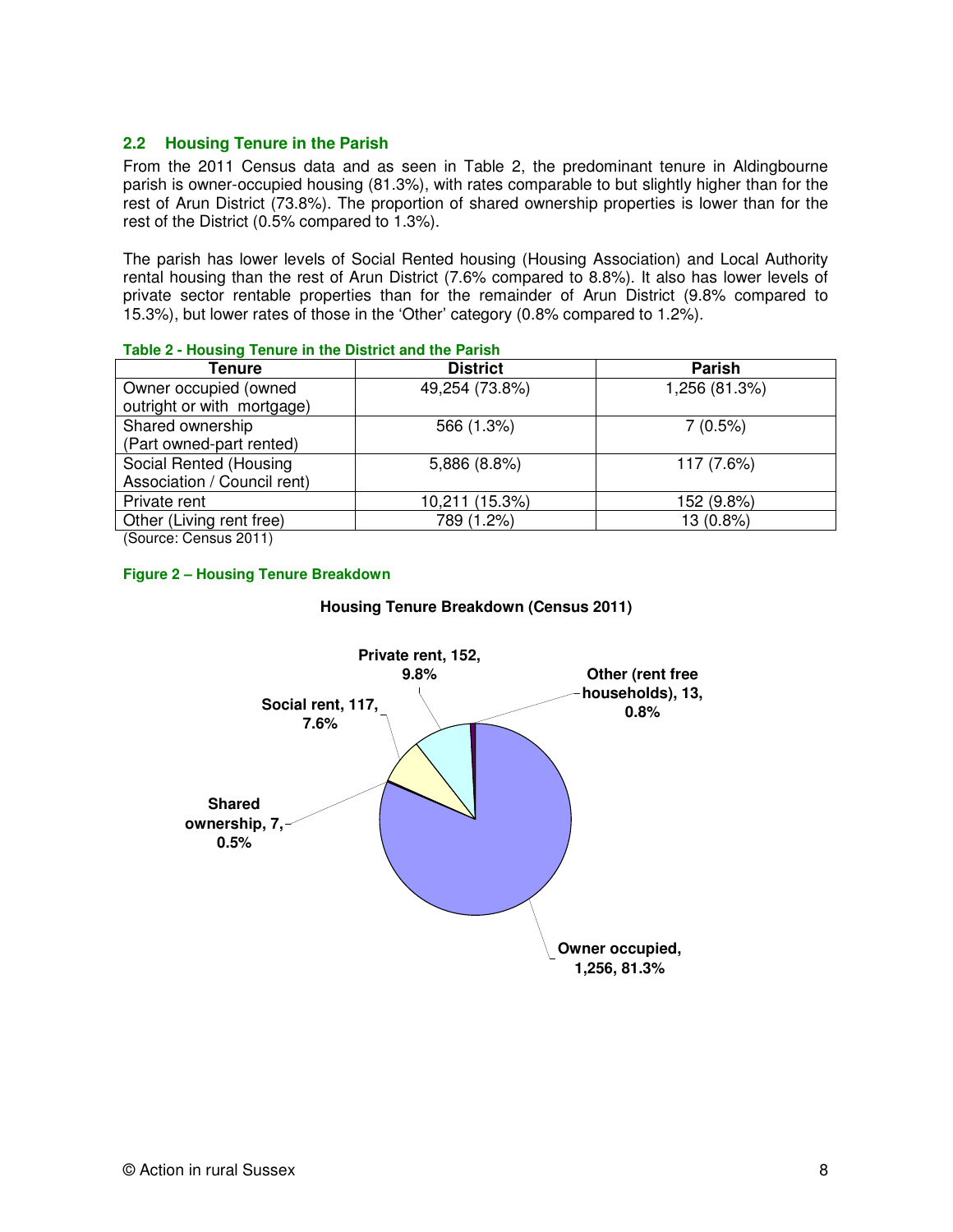## 2.2 Housing Tenure in the Parish

From the 2011 Census data and as seen in Table 2, the predominant tenure in Aldingbourne parish is owner-occupied housing (81.3%), with rates comparable to but slightly higher than for the rest of Arun District (73.8%). The proportion of shared ownership properties is lower than for the rest of the District (0.5% compared to 1.3%).

The parish has lower levels of Social Rented housing (Housing Association) and Local Authority rental housing than the rest of Arun District (7.6% compared to 8.8%). It also has lower levels of private sector rentable properties than for the remainder of Arun District (9.8% compared to 15.3%), but lower rates of those in the 'Other' category (0.8% compared to 1.2%).

**Table 2 - Housing Tenure in the District and the Parish**

| Tenure | District | Parish |
|---|---|---|
| Owner occupied (owned outright or with mortgage) | 49,254 (73.8%) | 1,256 (81.3%) |
| Shared ownership (Part owned-part rented) | 566 (1.3%) | 7 (0.5%) |
| Social Rented (Housing Association / Council rent) | 5,886 (8.8%) | 117 (7.6%) |
| Private rent | 10,211 (15.3%) | 152 (9.8%) |
| Other (Living rent free) | 789 (1.2%) | 13 (0.8%) |

(Source: Census 2011)

**Figure 2 – Housing Tenure Breakdown**

**Housing Tenure Breakdown (Census 2011)**

- Owner occupied, 1,256, 81.3%
- Shared ownership, 7, 0.5%
- Social rent, 117, 7.6%
- Private rent, 152, 9.8%
- Other (rent free households), 13, 0.8%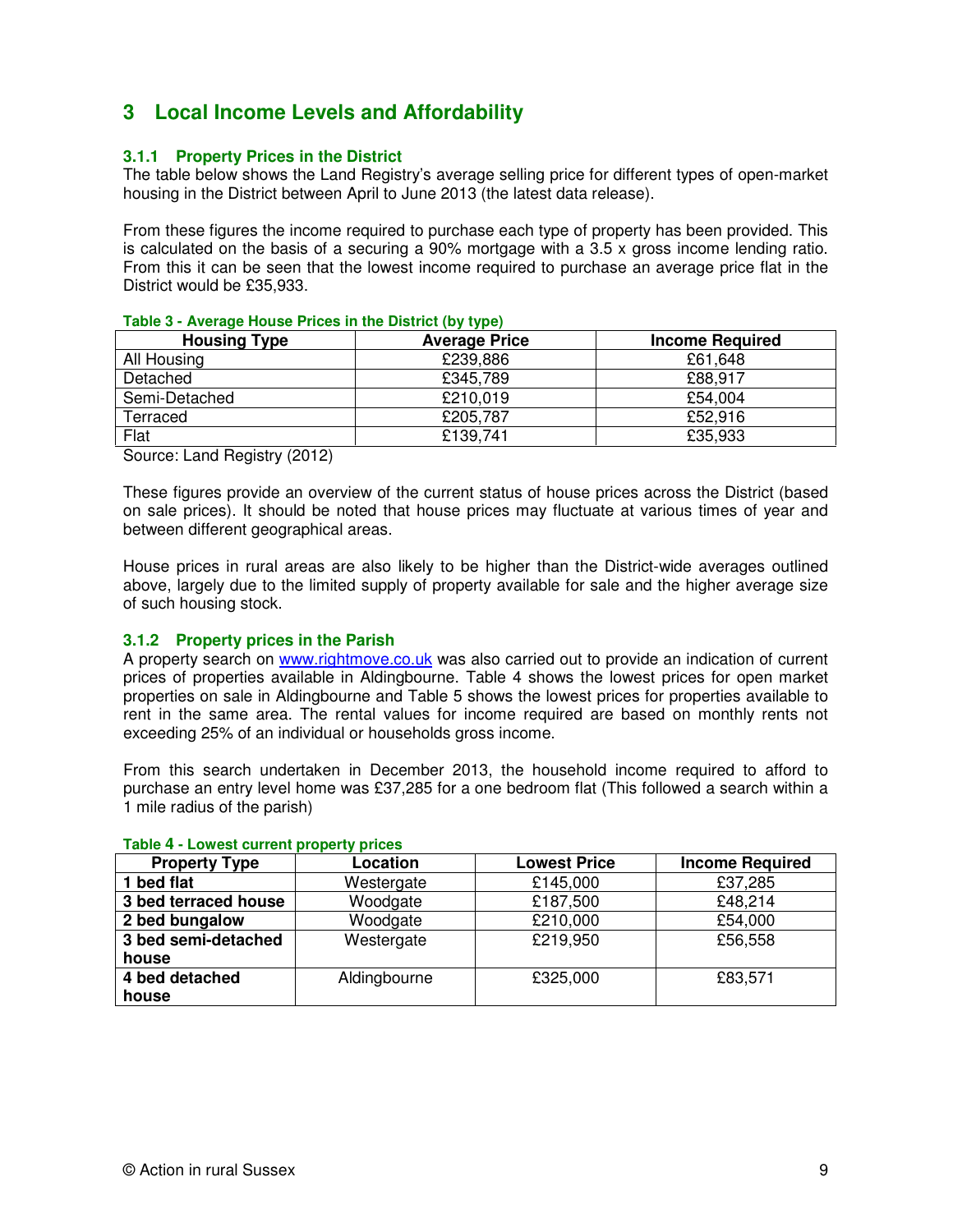# 3 Local Income Levels and Affordability

### 3.1.1 Property Prices in the District

The table below shows the Land Registry's average selling price for different types of open-market housing in the District between April to June 2013 (the latest data release).

From these figures the income required to purchase each type of property has been provided. This is calculated on the basis of a securing a 90% mortgage with a 3.5 x gross income lending ratio. From this it can be seen that the lowest income required to purchase an average price flat in the District would be £35,933.

**Table 3 - Average House Prices in the District (by type)**

| Housing Type | Average Price | Income Required |
|---|---|---|
| All Housing | £239,886 | £61,648 |
| Detached | £345,789 | £88,917 |
| Semi-Detached | £210,019 | £54,004 |
| Terraced | £205,787 | £52,916 |
| Flat | £139,741 | £35,933 |

Source: Land Registry (2012)

These figures provide an overview of the current status of house prices across the District (based on sale prices). It should be noted that house prices may fluctuate at various times of year and between different geographical areas.

House prices in rural areas are also likely to be higher than the District-wide averages outlined above, largely due to the limited supply of property available for sale and the higher average size of such housing stock.

### 3.1.2 Property prices in the Parish

A property search on www.rightmove.co.uk was also carried out to provide an indication of current prices of properties available in Aldingbourne. Table 4 shows the lowest prices for open market properties on sale in Aldingbourne and Table 5 shows the lowest prices for properties available to rent in the same area. The rental values for income required are based on monthly rents not exceeding 25% of an individual or households gross income.

From this search undertaken in December 2013, the household income required to afford to purchase an entry level home was £37,285 for a one bedroom flat (This followed a search within a 1 mile radius of the parish)

**Table 4 - Lowest current property prices**

| Property Type | Location | Lowest Price | Income Required |
|---|---|---|---|
| **1 bed flat** | Westergate | £145,000 | £37,285 |
| **3 bed terraced house** | Woodgate | £187,500 | £48,214 |
| **2 bed bungalow** | Woodgate | £210,000 | £54,000 |
| **3 bed semi-detached house** | Westergate | £219,950 | £56,558 |
| **4 bed detached house** | Aldingbourne | £325,000 | £83,571 |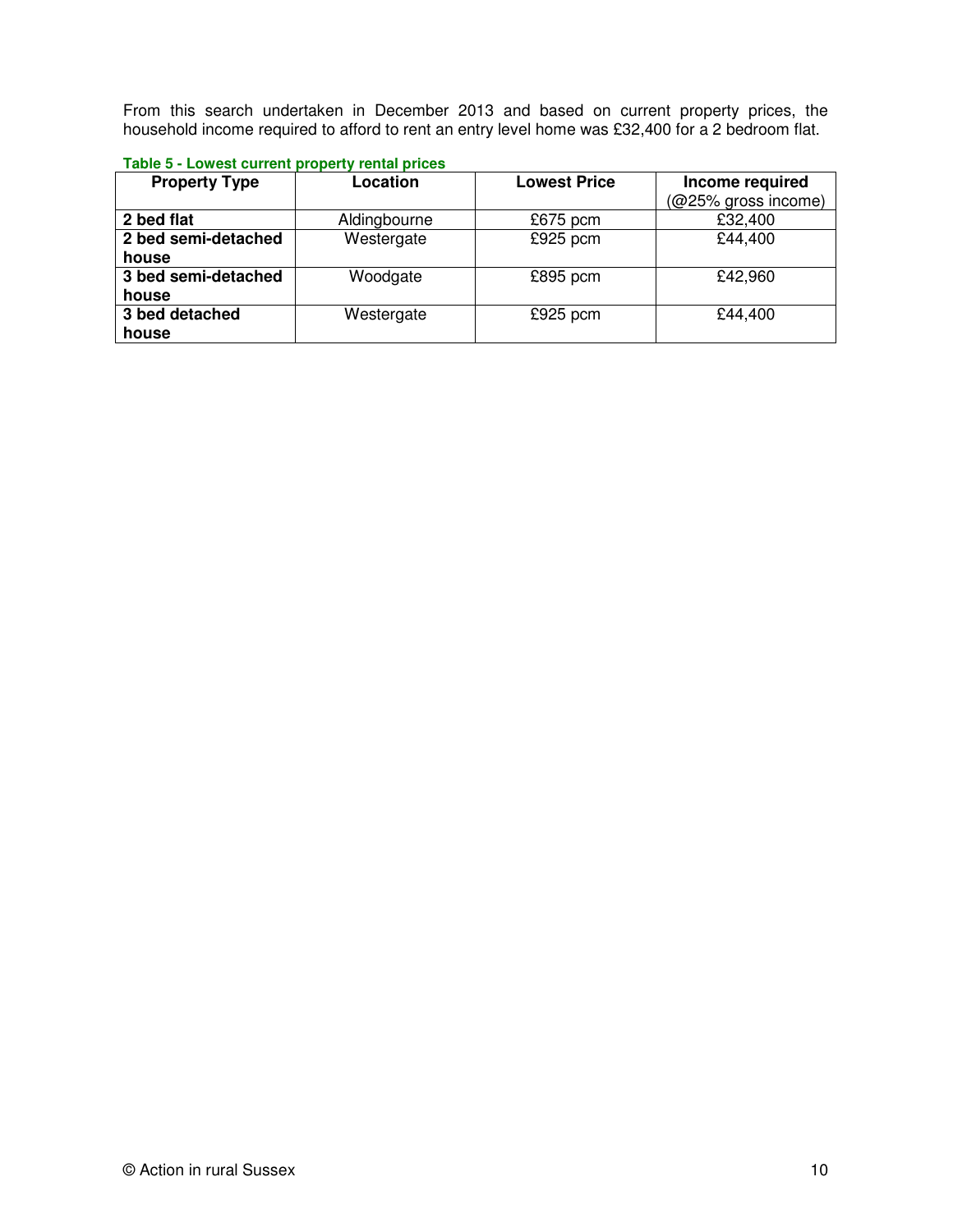From this search undertaken in December 2013 and based on current property prices, the household income required to afford to rent an entry level home was £32,400 for a 2 bedroom flat.

**Table 5 - Lowest current property rental prices**

| Property Type | Location | Lowest Price | Income required (@25% gross income) |
|---|---|---|---|
| **2 bed flat** | Aldingbourne | £675 pcm | £32,400 |
| **2 bed semi-detached house** | Westergate | £925 pcm | £44,400 |
| **3 bed semi-detached house** | Woodgate | £895 pcm | £42,960 |
| **3 bed detached house** | Westergate | £925 pcm | £44,400 |

© Action in rural Sussex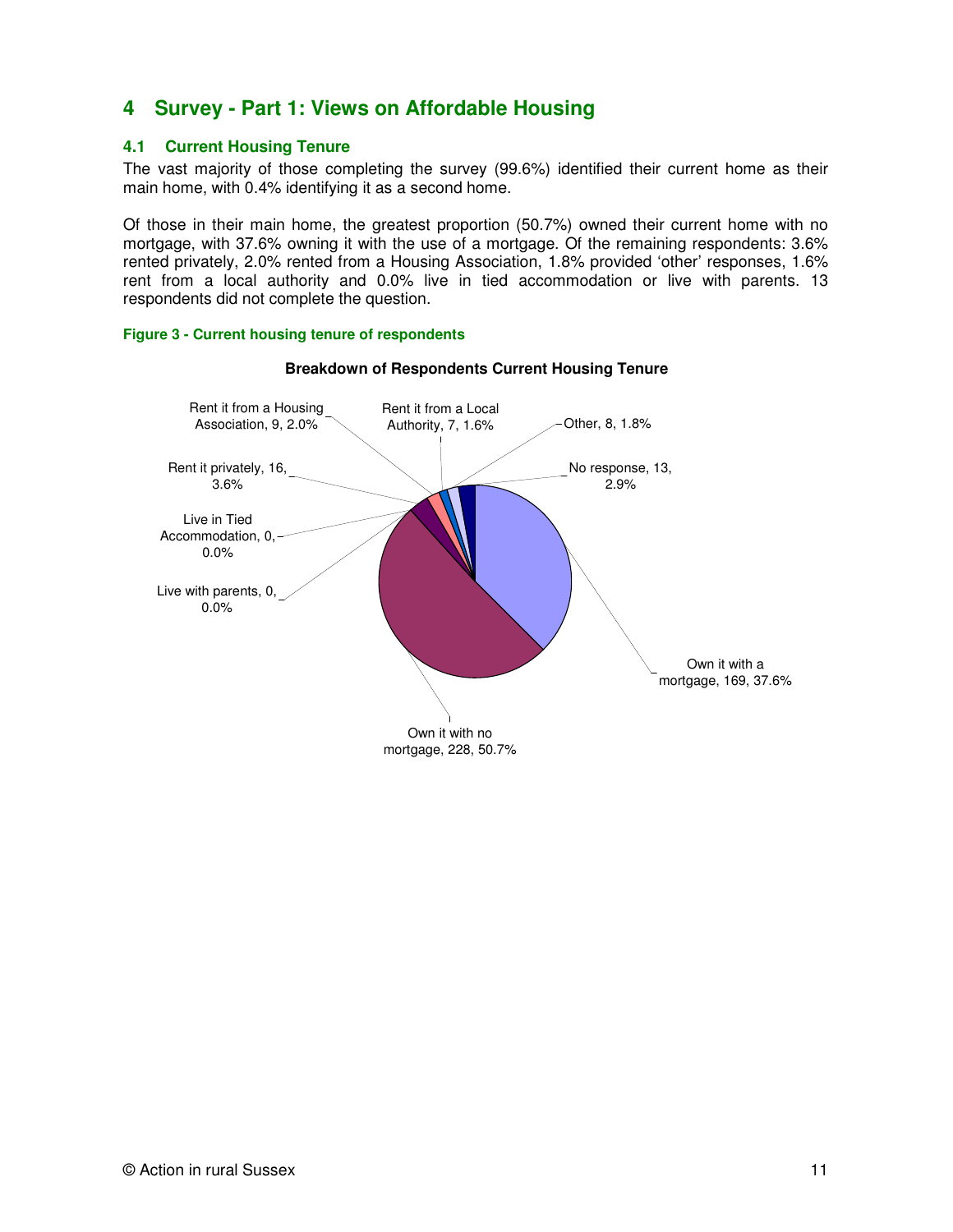# 4 Survey - Part 1: Views on Affordable Housing

## 4.1 Current Housing Tenure

The vast majority of those completing the survey (99.6%) identified their current home as their main home, with 0.4% identifying it as a second home.

Of those in their main home, the greatest proportion (50.7%) owned their current home with no mortgage, with 37.6% owning it with the use of a mortgage. Of the remaining respondents: 3.6% rented privately, 2.0% rented from a Housing Association, 1.8% provided 'other' responses, 1.6% rent from a local authority and 0.0% live in tied accommodation or live with parents. 13 respondents did not complete the question.

**Figure 3 - Current housing tenure of respondents**

**Breakdown of Respondents Current Housing Tenure**

| Tenure | Number | Percentage |
|---|---|---|
| Own it with a mortgage | 169 | 37.6% |
| Own it with no mortgage | 228 | 50.7% |
| Live with parents | 0 | 0.0% |
| Live in Tied Accommodation | 0 | 0.0% |
| Rent it privately | 16 | 3.6% |
| Rent it from a Housing Association | 9 | 2.0% |
| Rent it from a Local Authority | 7 | 1.6% |
| Other | 8 | 1.8% |
| No response | 13 | 2.9% |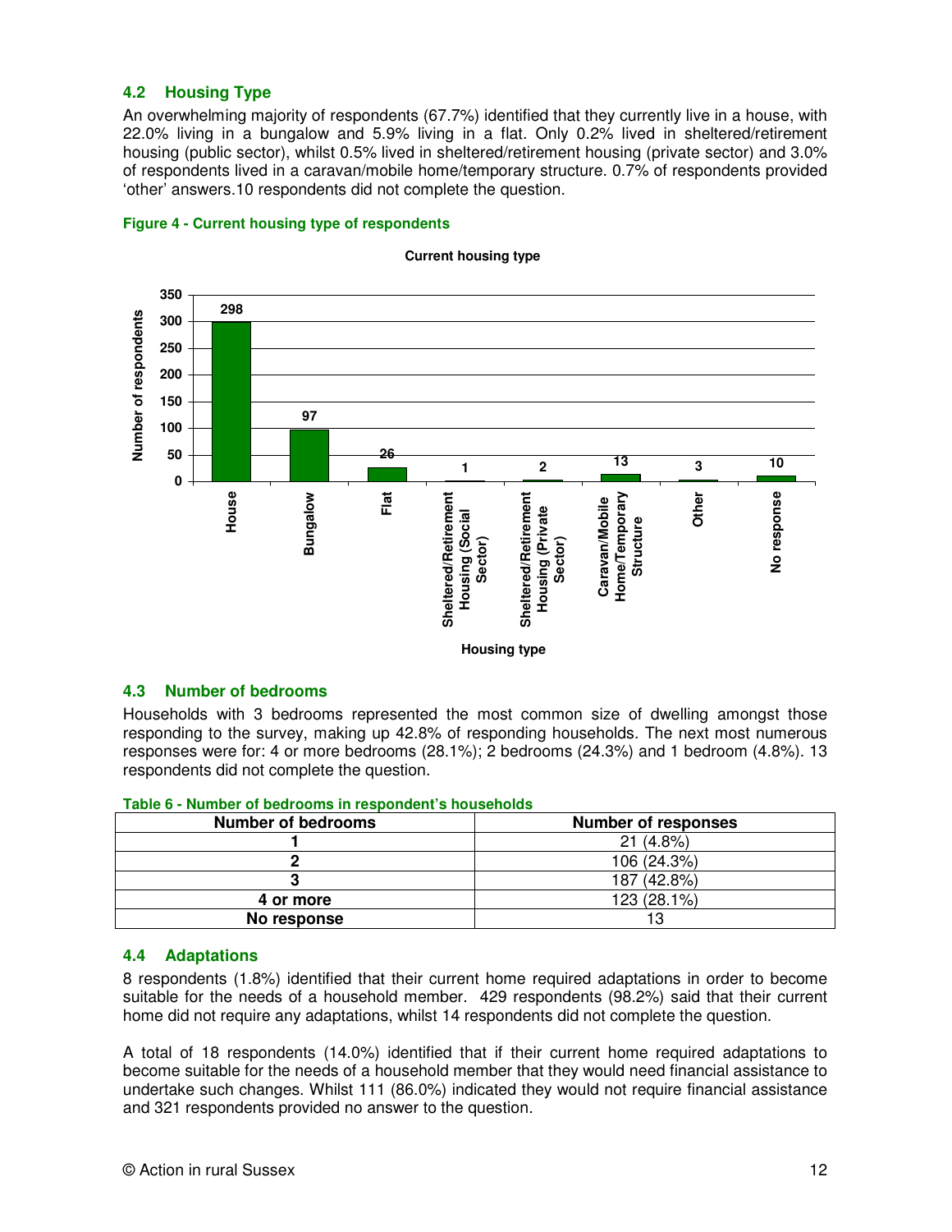## 4.2 Housing Type

An overwhelming majority of respondents (67.7%) identified that they currently live in a house, with 22.0% living in a bungalow and 5.9% living in a flat. Only 0.2% lived in sheltered/retirement housing (public sector), whilst 0.5% lived in sheltered/retirement housing (private sector) and 3.0% of respondents lived in a caravan/mobile home/temporary structure. 0.7% of respondents provided 'other' answers.10 respondents did not complete the question.

**Figure 4 - Current housing type of respondents**

**Current housing type**

| Housing type | Number of respondents |
|---|---|
| House | 298 |
| Bungalow | 97 |
| Flat | 26 |
| Sheltered/Retirement Housing (Social Sector) | 1 |
| Sheltered/Retirement Housing (Private Sector) | 2 |
| Caravan/Mobile Home/Temporary Structure | 13 |
| Other | 3 |
| No response | 10 |

## 4.3 Number of bedrooms

Households with 3 bedrooms represented the most common size of dwelling amongst those responding to the survey, making up 42.8% of responding households. The next most numerous responses were for: 4 or more bedrooms (28.1%); 2 bedrooms (24.3%) and 1 bedroom (4.8%). 13 respondents did not complete the question.

**Table 6 - Number of bedrooms in respondent's households**

| Number of bedrooms | Number of responses |
|---|---|
| **1** | 21 (4.8%) |
| **2** | 106 (24.3%) |
| **3** | 187 (42.8%) |
| **4 or more** | 123 (28.1%) |
| **No response** | 13 |

## 4.4 Adaptations

8 respondents (1.8%) identified that their current home required adaptations in order to become suitable for the needs of a household member. 429 respondents (98.2%) said that their current home did not require any adaptations, whilst 14 respondents did not complete the question.

A total of 18 respondents (14.0%) identified that if their current home required adaptations to become suitable for the needs of a household member that they would need financial assistance to undertake such changes. Whilst 111 (86.0%) indicated they would not require financial assistance and 321 respondents provided no answer to the question.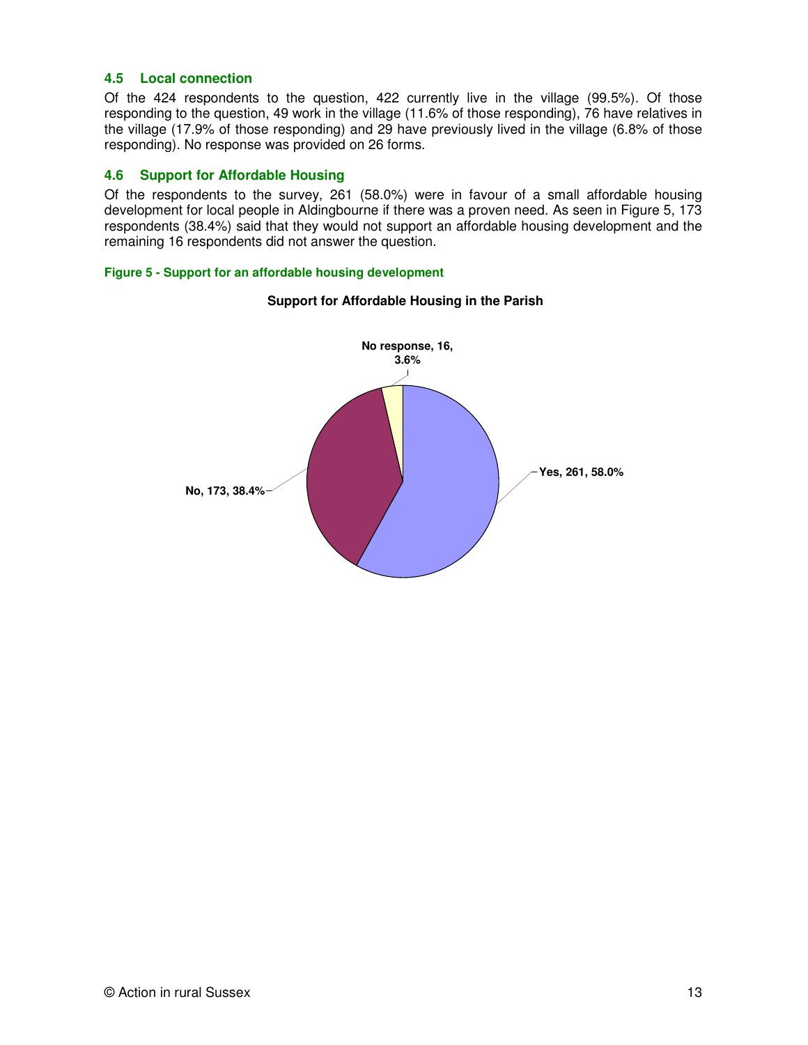### 4.5 Local connection

Of the 424 respondents to the question, 422 currently live in the village (99.5%). Of those responding to the question, 49 work in the village (11.6% of those responding), 76 have relatives in the village (17.9% of those responding) and 29 have previously lived in the village (6.8% of those responding). No response was provided on 26 forms.

### 4.6 Support for Affordable Housing

Of the respondents to the survey, 261 (58.0%) were in favour of a small affordable housing development for local people in Aldingbourne if there was a proven need. As seen in Figure 5, 173 respondents (38.4%) said that they would not support an affordable housing development and the remaining 16 respondents did not answer the question.

**Figure 5 - Support for an affordable housing development**

**Support for Affordable Housing in the Parish**

No response, 16, 3.6%

Yes, 261, 58.0%

No, 173, 38.4%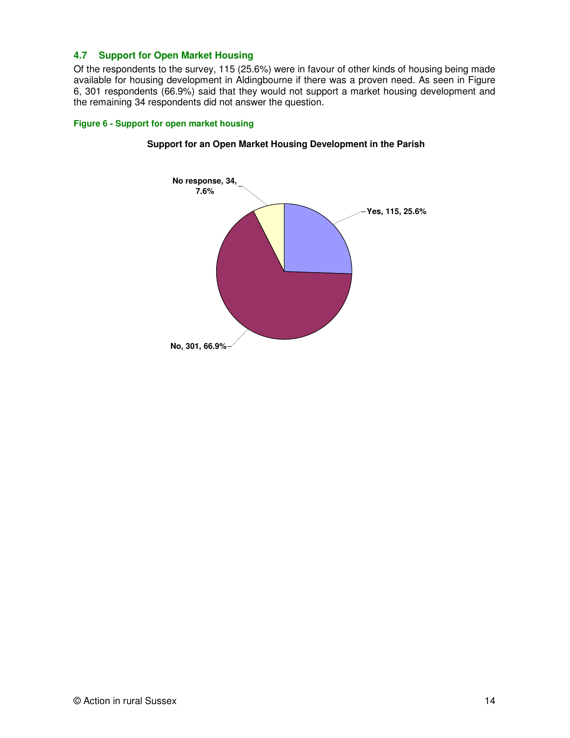### 4.7 Support for Open Market Housing

Of the respondents to the survey, 115 (25.6%) were in favour of other kinds of housing being made available for housing development in Aldingbourne if there was a proven need. As seen in Figure 6, 301 respondents (66.9%) said that they would not support a market housing development and the remaining 34 respondents did not answer the question.

**Figure 6 - Support for open market housing**

**Support for an Open Market Housing Development in the Parish**

No response, 34, 7.6%

Yes, 115, 25.6%

No, 301, 66.9%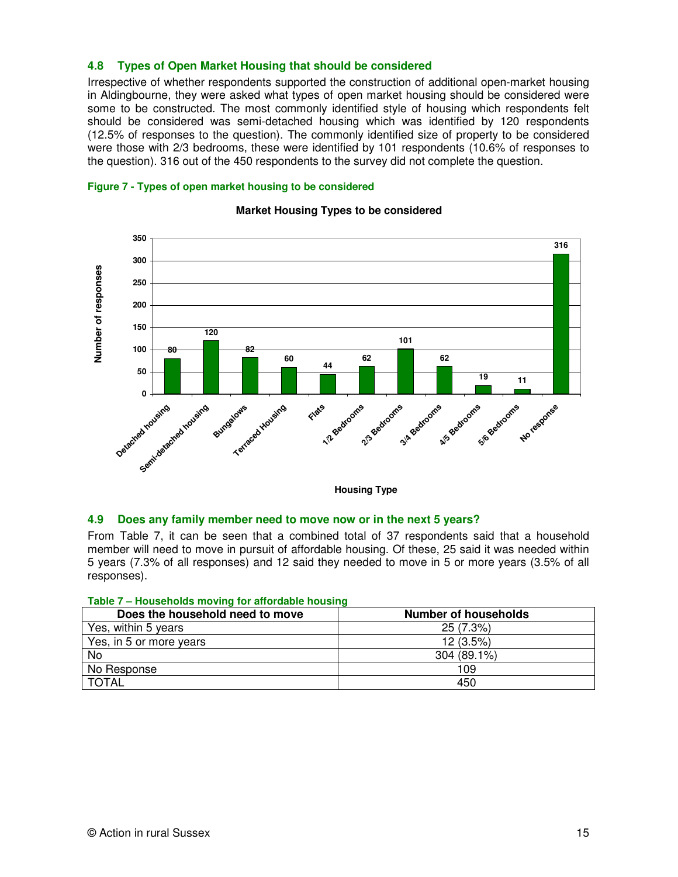## 4.8 Types of Open Market Housing that should be considered

Irrespective of whether respondents supported the construction of additional open-market housing in Aldingbourne, they were asked what types of open market housing should be considered were some to be constructed. The most commonly identified style of housing which respondents felt should be considered was semi-detached housing which was identified by 120 respondents (12.5% of responses to the question). The commonly identified size of property to be considered were those with 2/3 bedrooms, these were identified by 101 respondents (10.6% of responses to the question). 316 out of the 450 respondents to the survey did not complete the question.

**Figure 7 - Types of open market housing to be considered**

**Market Housing Types to be considered**

| Housing Type | Number of responses |
|---|---|
| Detached housing | 80 |
| Semi-detached housing | 120 |
| Bungalows | 82 |
| Terraced Housing | 60 |
| Flats | 44 |
| 1/2 Bedrooms | 62 |
| 2/3 Bedrooms | 101 |
| 3/4 Bedrooms | 62 |
| 4/5 Bedrooms | 19 |
| 5/6 Bedrooms | 11 |
| No response | 316 |

## 4.9 Does any family member need to move now or in the next 5 years?

From Table 7, it can be seen that a combined total of 37 respondents said that a household member will need to move in pursuit of affordable housing. Of these, 25 said it was needed within 5 years (7.3% of all responses) and 12 said they needed to move in 5 or more years (3.5% of all responses).

**Table 7 – Households moving for affordable housing**

| Does the household need to move | Number of households |
|---|---|
| Yes, within 5 years | 25 (7.3%) |
| Yes, in 5 or more years | 12 (3.5%) |
| No | 304 (89.1%) |
| No Response | 109 |
| TOTAL | 450 |

© Action in rural Sussex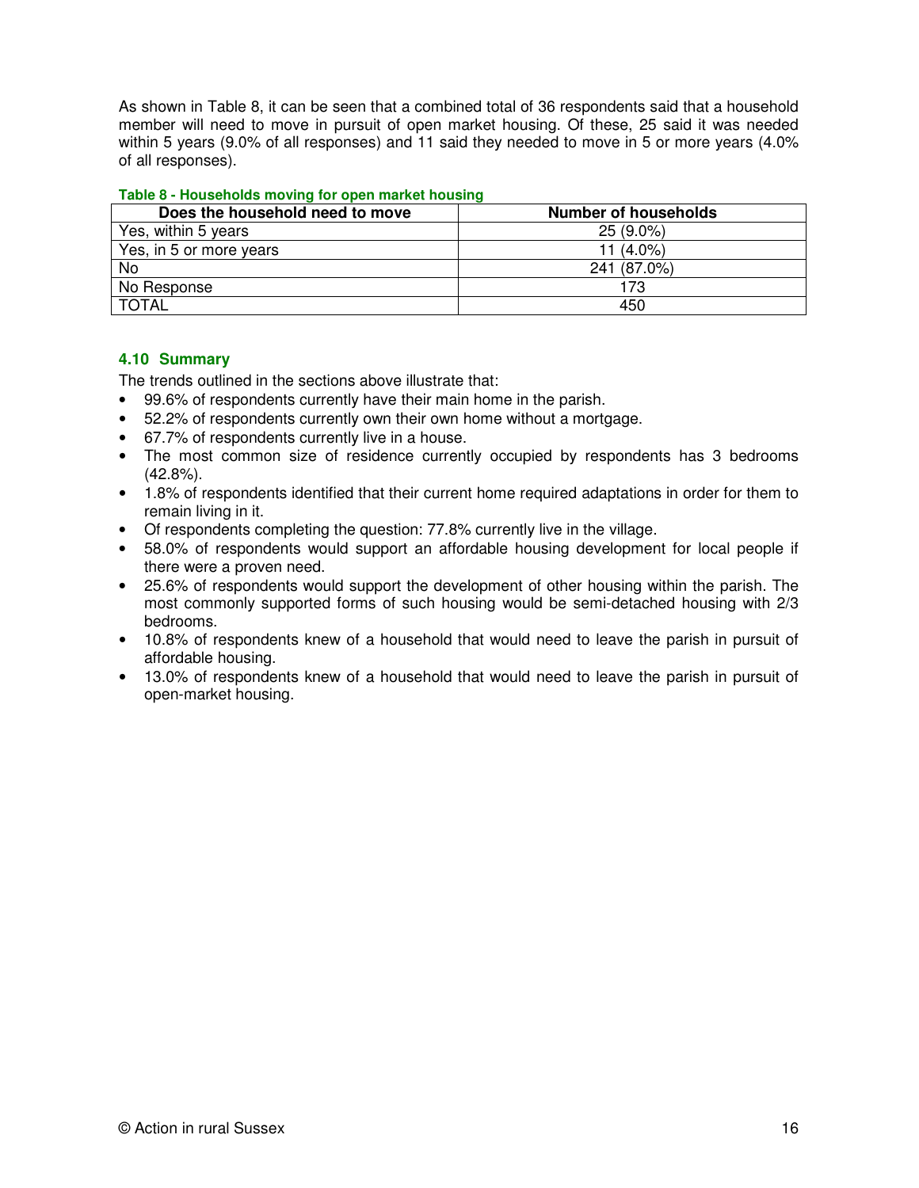As shown in Table 8, it can be seen that a combined total of 36 respondents said that a household member will need to move in pursuit of open market housing. Of these, 25 said it was needed within 5 years (9.0% of all responses) and 11 said they needed to move in 5 or more years (4.0% of all responses).

**Table 8 - Households moving for open market housing**

| Does the household need to move | Number of households |
|---|---|
| Yes, within 5 years | 25 (9.0%) |
| Yes, in 5 or more years | 11 (4.0%) |
| No | 241 (87.0%) |
| No Response | 173 |
| TOTAL | 450 |

## 4.10 Summary

The trends outlined in the sections above illustrate that:

- 99.6% of respondents currently have their main home in the parish.
- 52.2% of respondents currently own their own home without a mortgage.
- 67.7% of respondents currently live in a house.
- The most common size of residence currently occupied by respondents has 3 bedrooms (42.8%).
- 1.8% of respondents identified that their current home required adaptations in order for them to remain living in it.
- Of respondents completing the question: 77.8% currently live in the village.
- 58.0% of respondents would support an affordable housing development for local people if there were a proven need.
- 25.6% of respondents would support the development of other housing within the parish. The most commonly supported forms of such housing would be semi-detached housing with 2/3 bedrooms.
- 10.8% of respondents knew of a household that would need to leave the parish in pursuit of affordable housing.
- 13.0% of respondents knew of a household that would need to leave the parish in pursuit of open-market housing.

© Action in rural Sussex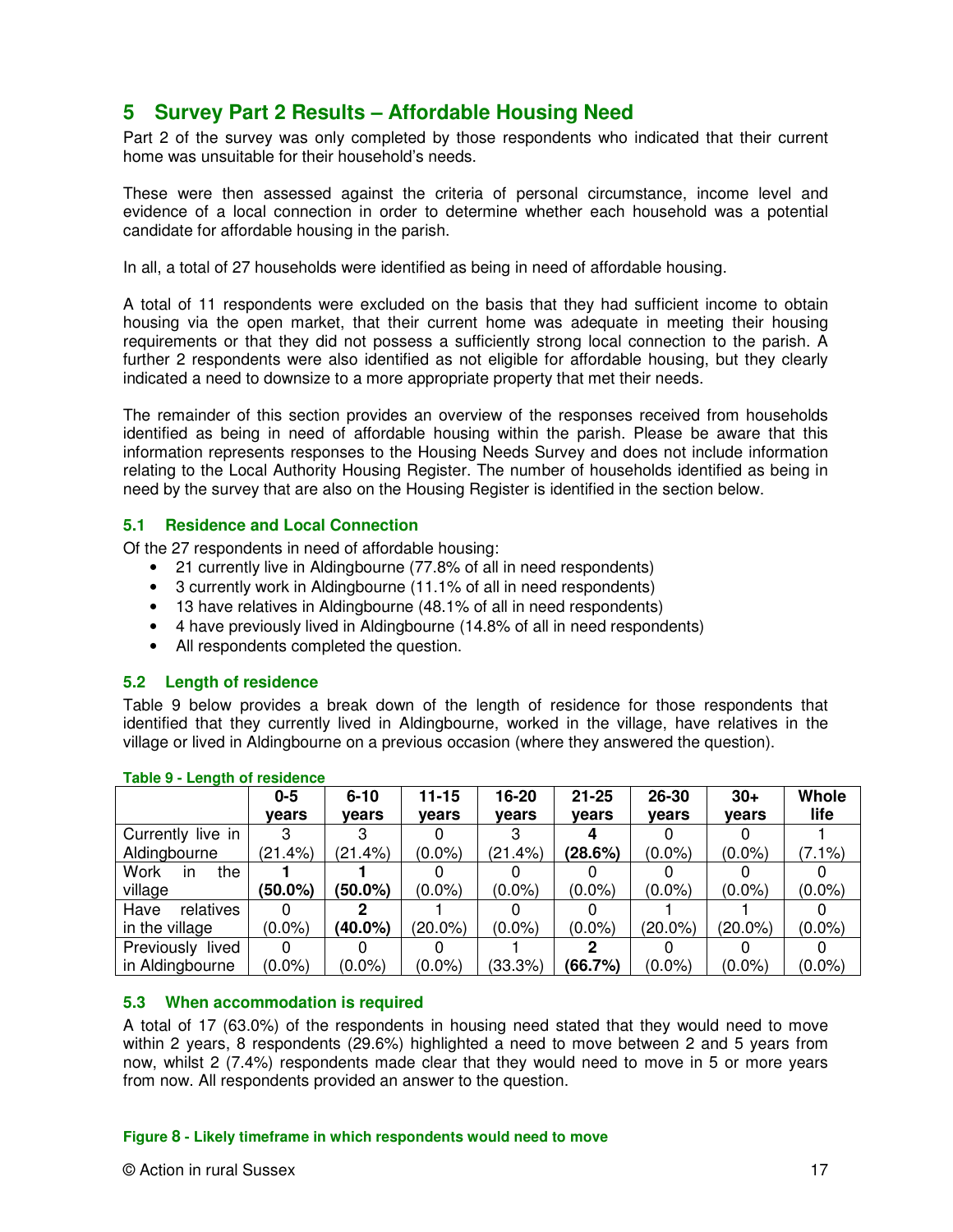## 5 Survey Part 2 Results – Affordable Housing Need

Part 2 of the survey was only completed by those respondents who indicated that their current home was unsuitable for their household's needs.

These were then assessed against the criteria of personal circumstance, income level and evidence of a local connection in order to determine whether each household was a potential candidate for affordable housing in the parish.

In all, a total of 27 households were identified as being in need of affordable housing.

A total of 11 respondents were excluded on the basis that they had sufficient income to obtain housing via the open market, that their current home was adequate in meeting their housing requirements or that they did not possess a sufficiently strong local connection to the parish. A further 2 respondents were also identified as not eligible for affordable housing, but they clearly indicated a need to downsize to a more appropriate property that met their needs.

The remainder of this section provides an overview of the responses received from households identified as being in need of affordable housing within the parish. Please be aware that this information represents responses to the Housing Needs Survey and does not include information relating to the Local Authority Housing Register. The number of households identified as being in need by the survey that are also on the Housing Register is identified in the section below.

### 5.1 Residence and Local Connection

Of the 27 respondents in need of affordable housing:

- 21 currently live in Aldingbourne (77.8% of all in need respondents)
- 3 currently work in Aldingbourne (11.1% of all in need respondents)
- 13 have relatives in Aldingbourne (48.1% of all in need respondents)
- 4 have previously lived in Aldingbourne (14.8% of all in need respondents)
- All respondents completed the question.

### 5.2 Length of residence

Table 9 below provides a break down of the length of residence for those respondents that identified that they currently lived in Aldingbourne, worked in the village, have relatives in the village or lived in Aldingbourne on a previous occasion (where they answered the question).

**Table 9 - Length of residence**

| | 0-5 years | 6-10 years | 11-15 years | 16-20 years | 21-25 years | 26-30 years | 30+ years | Whole life |
|---|---|---|---|---|---|---|---|---|
| Currently live in Aldingbourne | 3 (21.4%) | 3 (21.4%) | 0 (0.0%) | 3 (21.4%) | **4 (28.6%)** | 0 (0.0%) | 0 (0.0%) | 1 (7.1%) |
| Work in the village | **1 (50.0%)** | **1 (50.0%)** | 0 (0.0%) | 0 (0.0%) | 0 (0.0%) | 0 (0.0%) | 0 (0.0%) | 0 (0.0%) |
| Have relatives in the village | 0 (0.0%) | **2 (40.0%)** | 1 (20.0%) | 0 (0.0%) | 0 (0.0%) | 1 (20.0%) | 1 (20.0%) | 0 (0.0%) |
| Previously lived in Aldingbourne | 0 (0.0%) | 0 (0.0%) | 0 (0.0%) | 1 (33.3%) | **2 (66.7%)** | 0 (0.0%) | 0 (0.0%) | 0 (0.0%) |

### 5.3 When accommodation is required

A total of 17 (63.0%) of the respondents in housing need stated that they would need to move within 2 years, 8 respondents (29.6%) highlighted a need to move between 2 and 5 years from now, whilst 2 (7.4%) respondents made clear that they would need to move in 5 or more years from now. All respondents provided an answer to the question.

**Figure 8 - Likely timeframe in which respondents would need to move**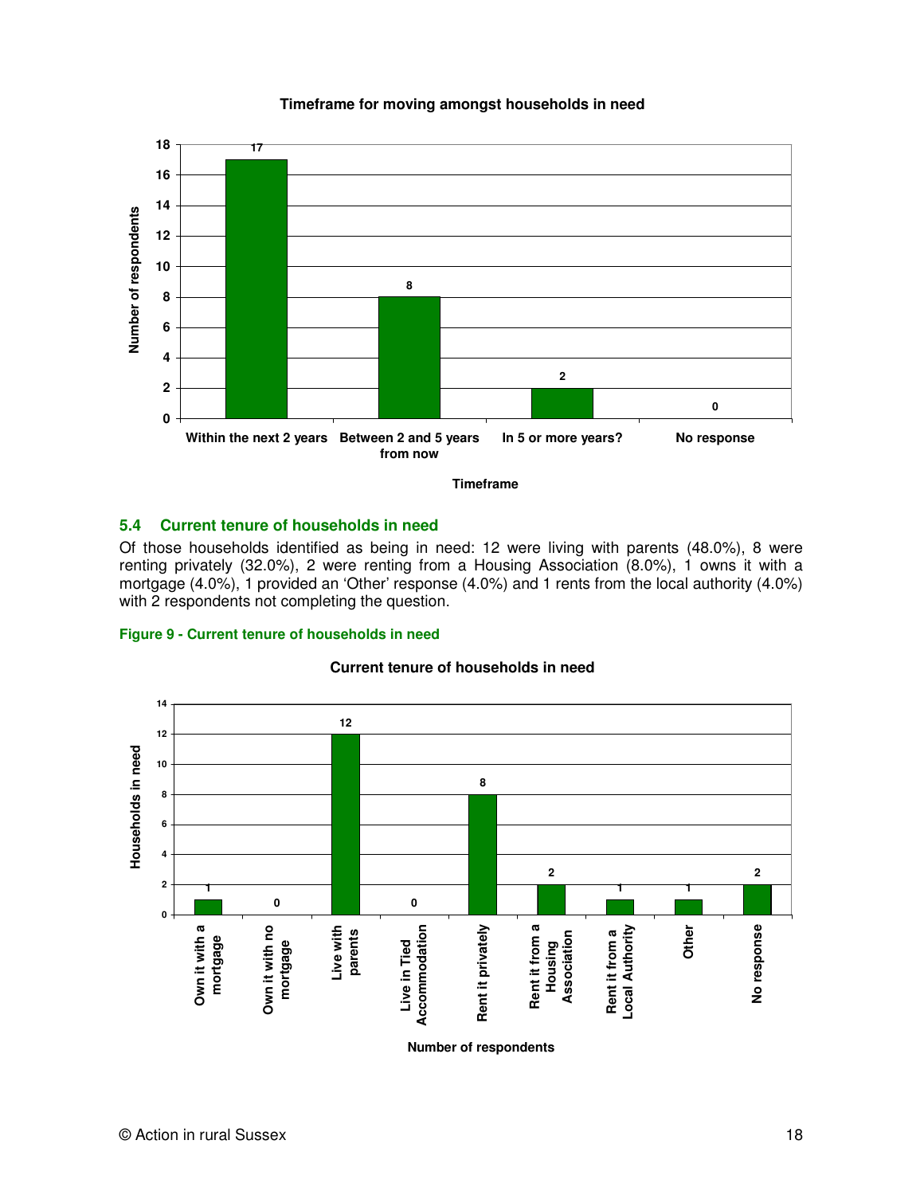**Timeframe for moving amongst households in need**

| Timeframe | Number of respondents |
|---|---|
| Within the next 2 years | 17 |
| Between 2 and 5 years from now | 8 |
| In 5 or more years? | 2 |
| No response | 0 |

## 5.4 Current tenure of households in need

Of those households identified as being in need: 12 were living with parents (48.0%), 8 were renting privately (32.0%), 2 were renting from a Housing Association (8.0%), 1 owns it with a mortgage (4.0%), 1 provided an 'Other' response (4.0%) and 1 rents from the local authority (4.0%) with 2 respondents not completing the question.

**Figure 9 - Current tenure of households in need**

**Current tenure of households in need**

| Number of respondents | Households in need |
|---|---|
| Own it with a mortgage | 1 |
| Own it with no mortgage | 0 |
| Live with parents | 12 |
| Live in Tied Accommodation | 0 |
| Rent it privately | 8 |
| Rent it from a Housing Association | 2 |
| Rent it from a Local Authority | 1 |
| Other | 1 |
| No response | 2 |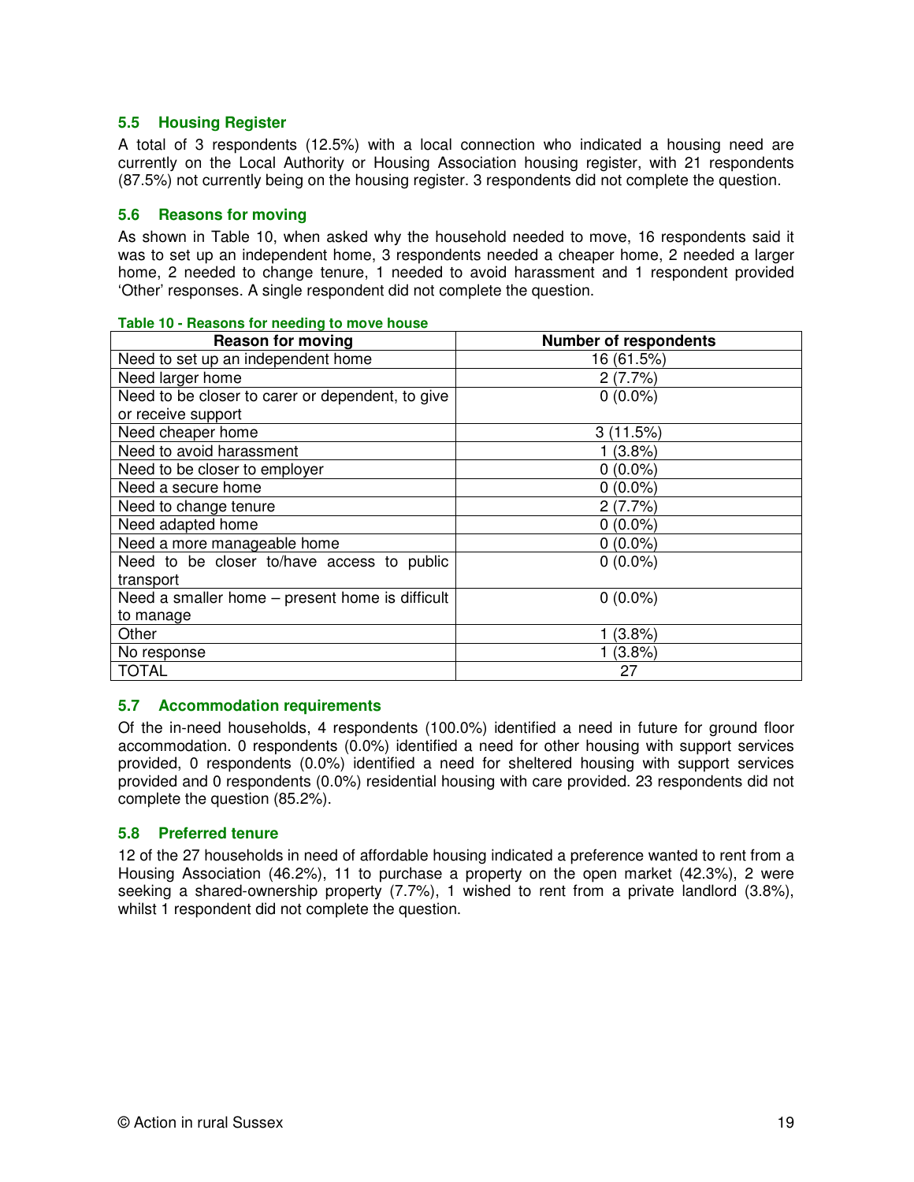## 5.5 Housing Register

A total of 3 respondents (12.5%) with a local connection who indicated a housing need are currently on the Local Authority or Housing Association housing register, with 21 respondents (87.5%) not currently being on the housing register. 3 respondents did not complete the question.

## 5.6 Reasons for moving

As shown in Table 10, when asked why the household needed to move, 16 respondents said it was to set up an independent home, 3 respondents needed a cheaper home, 2 needed a larger home, 2 needed to change tenure, 1 needed to avoid harassment and 1 respondent provided 'Other' responses. A single respondent did not complete the question.

**Table 10 - Reasons for needing to move house**

| Reason for moving | Number of respondents |
|---|---|
| Need to set up an independent home | 16 (61.5%) |
| Need larger home | 2 (7.7%) |
| Need to be closer to carer or dependent, to give or receive support | 0 (0.0%) |
| Need cheaper home | 3 (11.5%) |
| Need to avoid harassment | 1 (3.8%) |
| Need to be closer to employer | 0 (0.0%) |
| Need a secure home | 0 (0.0%) |
| Need to change tenure | 2 (7.7%) |
| Need adapted home | 0 (0.0%) |
| Need a more manageable home | 0 (0.0%) |
| Need to be closer to/have access to public transport | 0 (0.0%) |
| Need a smaller home – present home is difficult to manage | 0 (0.0%) |
| Other | 1 (3.8%) |
| No response | 1 (3.8%) |
| TOTAL | 27 |

## 5.7 Accommodation requirements

Of the in-need households, 4 respondents (100.0%) identified a need in future for ground floor accommodation. 0 respondents (0.0%) identified a need for other housing with support services provided, 0 respondents (0.0%) identified a need for sheltered housing with support services provided and 0 respondents (0.0%) residential housing with care provided. 23 respondents did not complete the question (85.2%).

## 5.8 Preferred tenure

12 of the 27 households in need of affordable housing indicated a preference wanted to rent from a Housing Association (46.2%), 11 to purchase a property on the open market (42.3%), 2 were seeking a shared-ownership property (7.7%), 1 wished to rent from a private landlord (3.8%), whilst 1 respondent did not complete the question.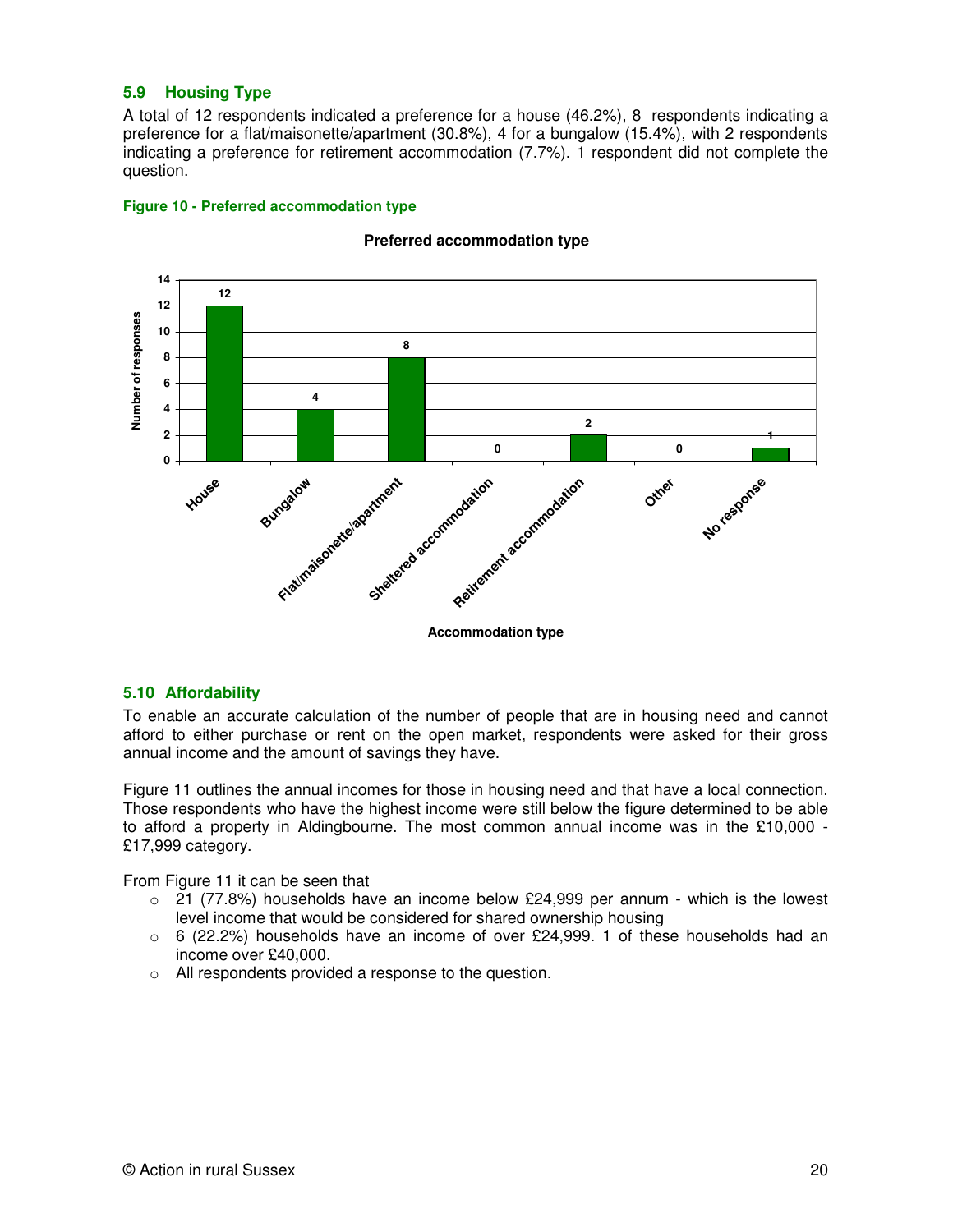### 5.9 Housing Type

A total of 12 respondents indicated a preference for a house (46.2%), 8 respondents indicating a preference for a flat/maisonette/apartment (30.8%), 4 for a bungalow (15.4%), with 2 respondents indicating a preference for retirement accommodation (7.7%). 1 respondent did not complete the question.

**Figure 10 - Preferred accommodation type**

**Preferred accommodation type**

| Accommodation type | Number of responses |
|---|---|
| House | 12 |
| Bungalow | 4 |
| Flat/maisonette/apartment | 8 |
| Sheltered accommodation | 0 |
| Retirement accommodation | 2 |
| Other | 0 |
| No response | 1 |

### 5.10 Affordability

To enable an accurate calculation of the number of people that are in housing need and cannot afford to either purchase or rent on the open market, respondents were asked for their gross annual income and the amount of savings they have.

Figure 11 outlines the annual incomes for those in housing need and that have a local connection. Those respondents who have the highest income were still below the figure determined to be able to afford a property in Aldingbourne. The most common annual income was in the £10,000 - £17,999 category.

From Figure 11 it can be seen that

- 21 (77.8%) households have an income below £24,999 per annum - which is the lowest level income that would be considered for shared ownership housing
- 6 (22.2%) households have an income of over £24,999. 1 of these households had an income over £40,000.
- All respondents provided a response to the question.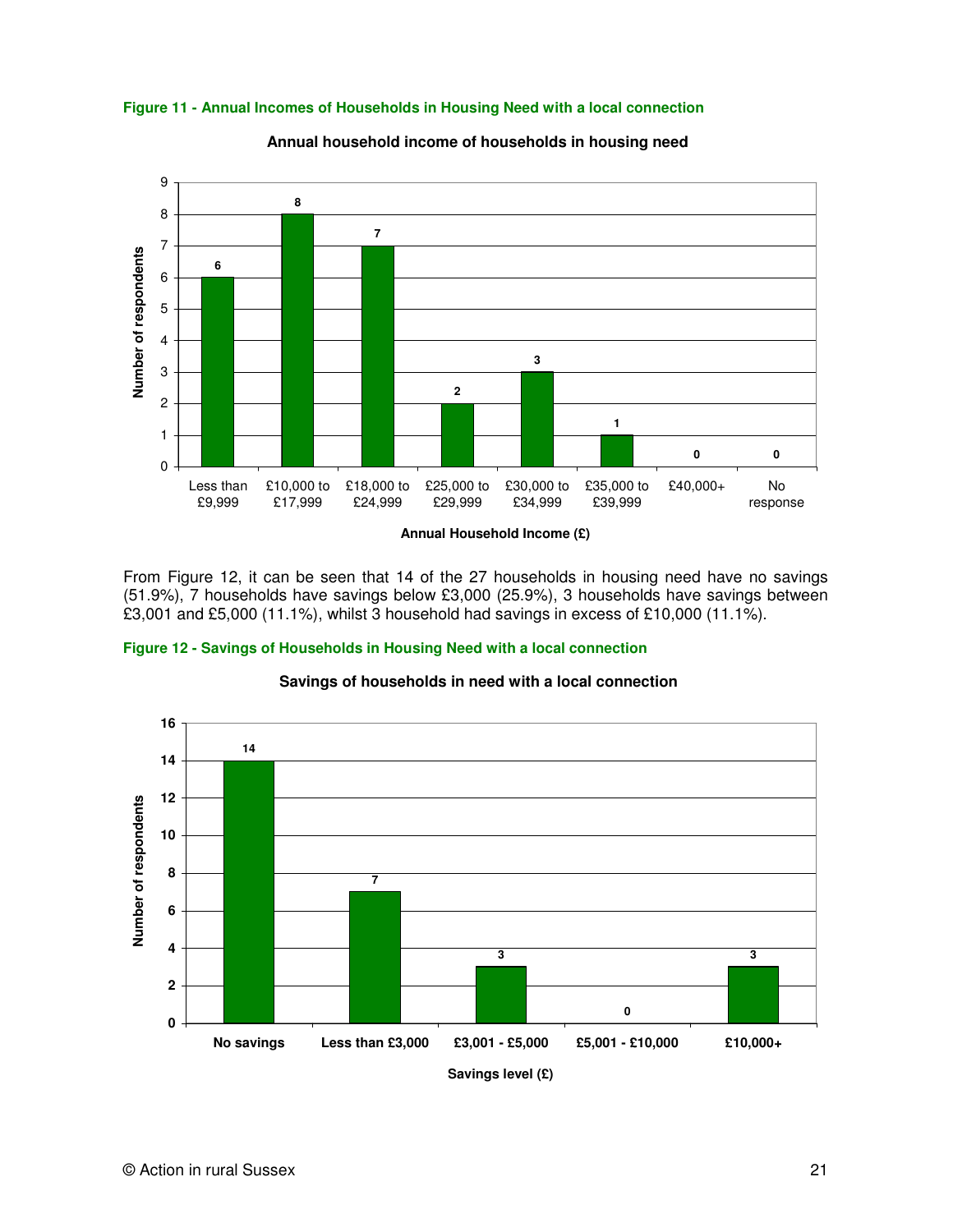**Figure 11 - Annual Incomes of Households in Housing Need with a local connection**

**Annual household income of households in housing need**

| Annual Household Income (£) | Number of respondents |
|---|---|
| Less than £9,999 | 6 |
| £10,000 to £17,999 | 8 |
| £18,000 to £24,999 | 7 |
| £25,000 to £29,999 | 2 |
| £30,000 to £34,999 | 3 |
| £35,000 to £39,999 | 1 |
| £40,000+ | 0 |
| No response | 0 |

From Figure 12, it can be seen that 14 of the 27 households in housing need have no savings (51.9%), 7 households have savings below £3,000 (25.9%), 3 households have savings between £3,001 and £5,000 (11.1%), whilst 3 household had savings in excess of £10,000 (11.1%).

**Figure 12 - Savings of Households in Housing Need with a local connection**

**Savings of households in need with a local connection**

| Savings level (£) | Number of respondents |
|---|---|
| No savings | 14 |
| Less than £3,000 | 7 |
| £3,001 - £5,000 | 3 |
| £5,001 - £10,000 | 0 |
| £10,000+ | 3 |

© Action in rural Sussex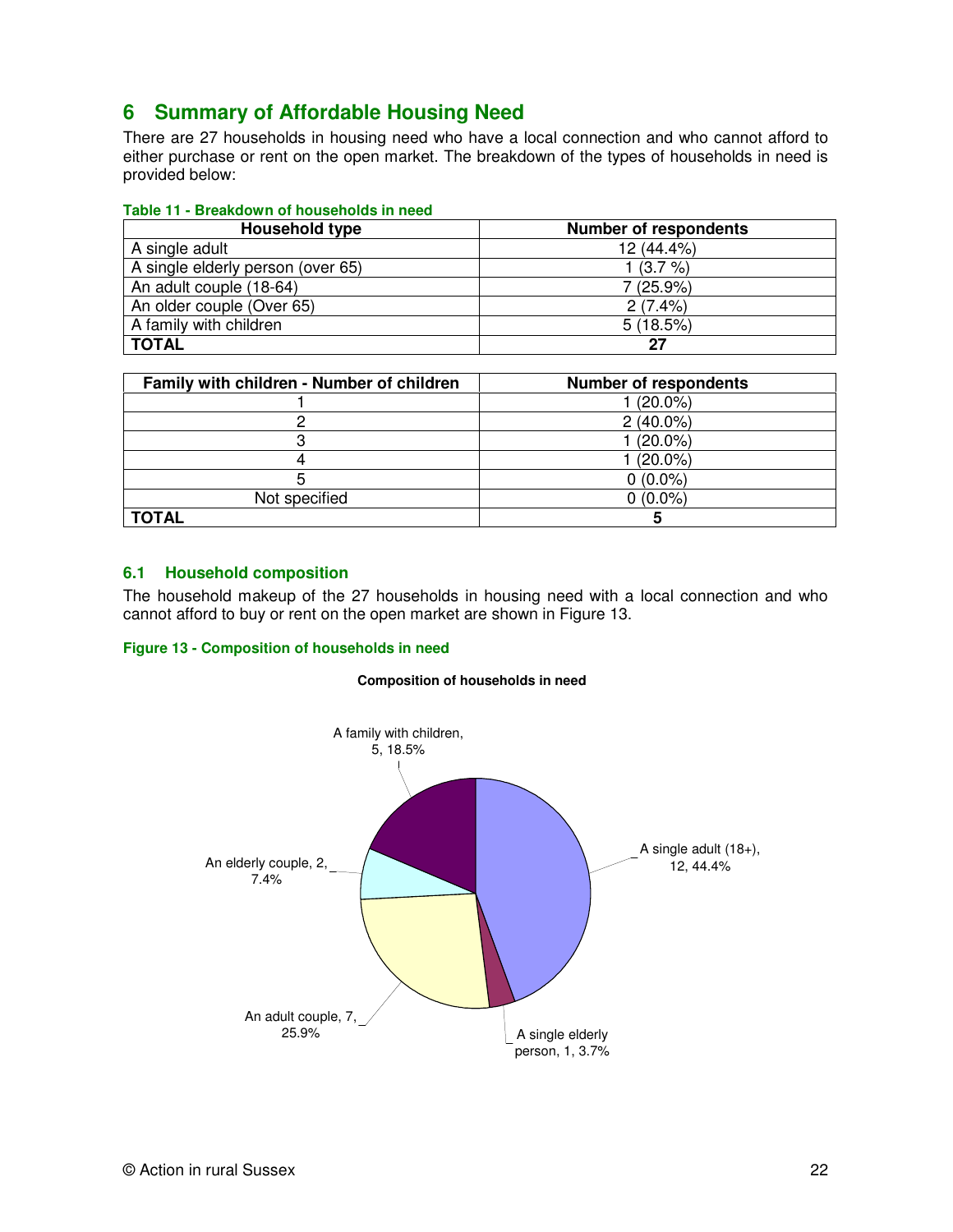# 6 Summary of Affordable Housing Need

There are 27 households in housing need who have a local connection and who cannot afford to either purchase or rent on the open market. The breakdown of the types of households in need is provided below:

**Table 11 - Breakdown of households in need**

| Household type | Number of respondents |
|---|---|
| A single adult | 12 (44.4%) |
| A single elderly person (over 65) | 1 (3.7 %) |
| An adult couple (18-64) | 7 (25.9%) |
| An older couple (Over 65) | 2 (7.4%) |
| A family with children | 5 (18.5%) |
| **TOTAL** | **27** |

| Family with children - Number of children | Number of respondents |
|---|---|
| 1 | 1 (20.0%) |
| 2 | 2 (40.0%) |
| 3 | 1 (20.0%) |
| 4 | 1 (20.0%) |
| 5 | 0 (0.0%) |
| Not specified | 0 (0.0%) |
| **TOTAL** | **5** |

## 6.1 Household composition

The household makeup of the 27 households in housing need with a local connection and who cannot afford to buy or rent on the open market are shown in Figure 13.

**Figure 13 - Composition of households in need**

**Composition of households in need**

A family with children, 5, 18.5%

A single adult (18+), 12, 44.4%

An elderly couple, 2, 7.4%

An adult couple, 7, 25.9%

A single elderly person, 1, 3.7%